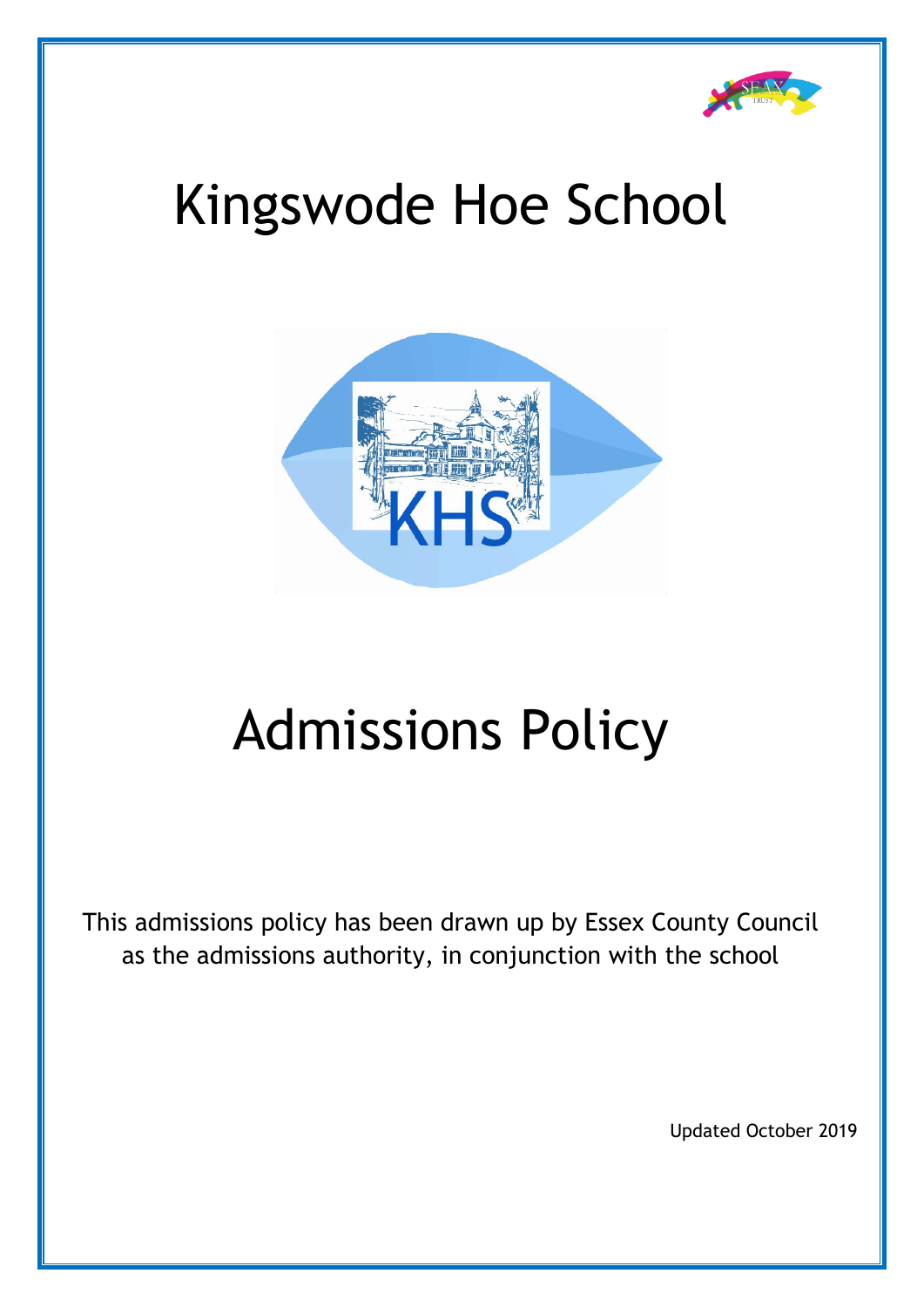# Kingswode Hoe School

KHS

# Admissions Policy

This admissions policy has been drawn up by Essex County Council as the admissions authority, in conjunction with the school

Updated October 2019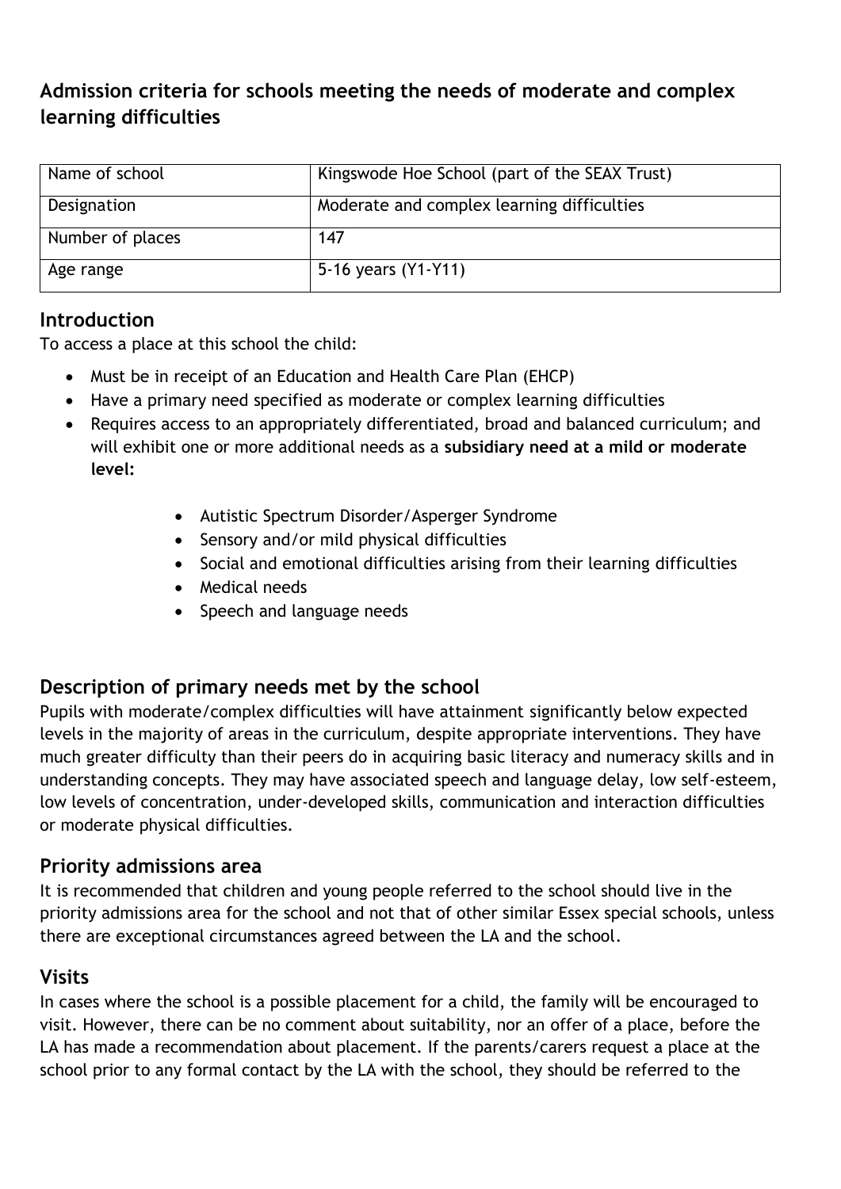## Admission criteria for schools meeting the needs of moderate and complex learning difficulties

| Name of school | Kingswode Hoe School (part of the SEAX Trust) |
| --- | --- |
| Designation | Moderate and complex learning difficulties |
| Number of places | 147 |
| Age range | 5-16 years (Y1-Y11) |

### Introduction

To access a place at this school the child:

- Must be in receipt of an Education and Health Care Plan (EHCP)
- Have a primary need specified as moderate or complex learning difficulties
- Requires access to an appropriately differentiated, broad and balanced curriculum; and will exhibit one or more additional needs as a **subsidiary need at a mild or moderate level:**
    - Autistic Spectrum Disorder/Asperger Syndrome
    - Sensory and/or mild physical difficulties
    - Social and emotional difficulties arising from their learning difficulties
    - Medical needs
    - Speech and language needs

### Description of primary needs met by the school

Pupils with moderate/complex difficulties will have attainment significantly below expected levels in the majority of areas in the curriculum, despite appropriate interventions. They have much greater difficulty than their peers do in acquiring basic literacy and numeracy skills and in understanding concepts. They may have associated speech and language delay, low self-esteem, low levels of concentration, under-developed skills, communication and interaction difficulties or moderate physical difficulties.

### Priority admissions area

It is recommended that children and young people referred to the school should live in the priority admissions area for the school and not that of other similar Essex special schools, unless there are exceptional circumstances agreed between the LA and the school.

### Visits

In cases where the school is a possible placement for a child, the family will be encouraged to visit. However, there can be no comment about suitability, nor an offer of a place, before the LA has made a recommendation about placement. If the parents/carers request a place at the school prior to any formal contact by the LA with the school, they should be referred to the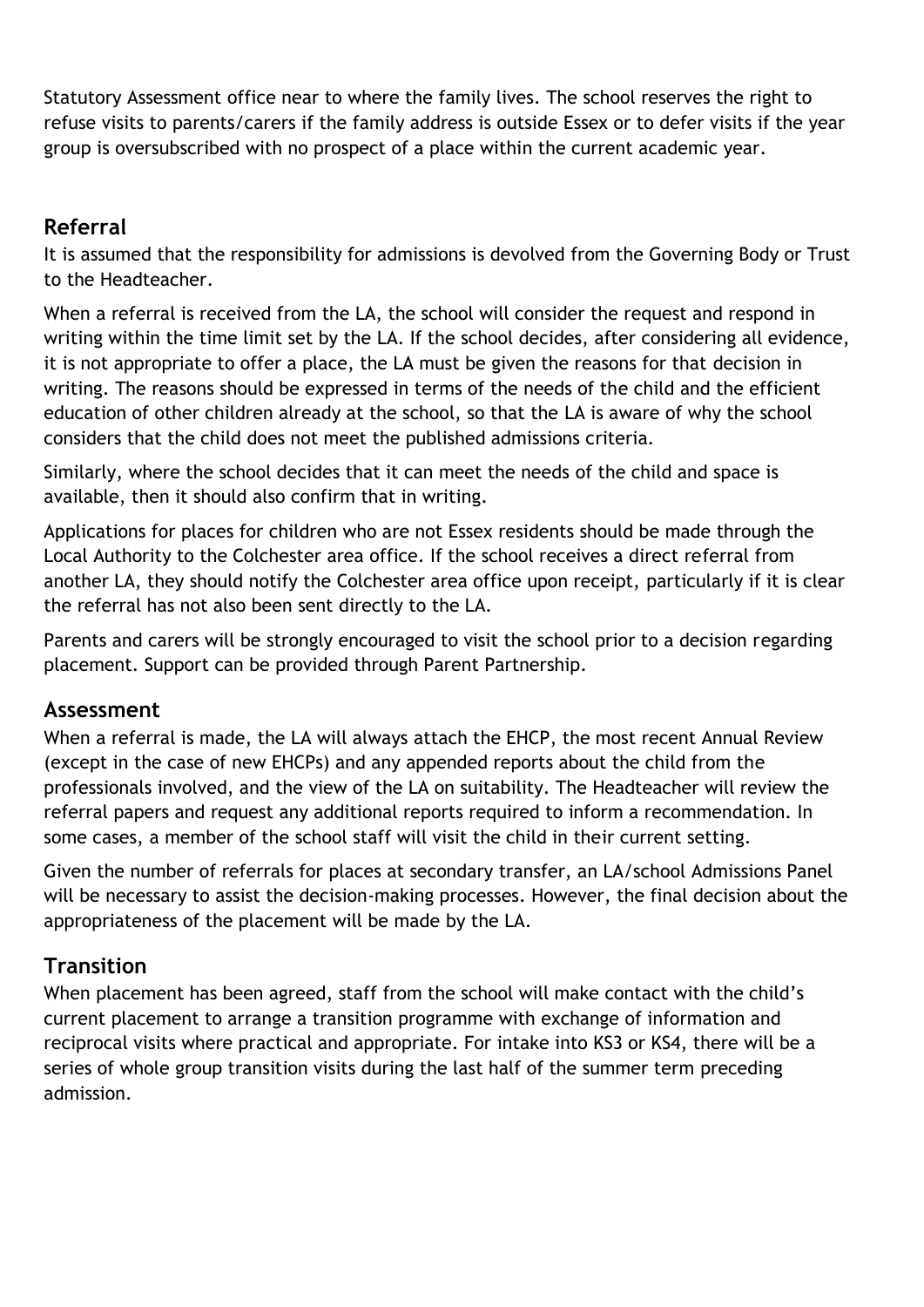Statutory Assessment office near to where the family lives. The school reserves the right to refuse visits to parents/carers if the family address is outside Essex or to defer visits if the year group is oversubscribed with no prospect of a place within the current academic year.

## Referral

It is assumed that the responsibility for admissions is devolved from the Governing Body or Trust to the Headteacher.

When a referral is received from the LA, the school will consider the request and respond in writing within the time limit set by the LA. If the school decides, after considering all evidence, it is not appropriate to offer a place, the LA must be given the reasons for that decision in writing. The reasons should be expressed in terms of the needs of the child and the efficient education of other children already at the school, so that the LA is aware of why the school considers that the child does not meet the published admissions criteria.

Similarly, where the school decides that it can meet the needs of the child and space is available, then it should also confirm that in writing.

Applications for places for children who are not Essex residents should be made through the Local Authority to the Colchester area office. If the school receives a direct referral from another LA, they should notify the Colchester area office upon receipt, particularly if it is clear the referral has not also been sent directly to the LA.

Parents and carers will be strongly encouraged to visit the school prior to a decision regarding placement. Support can be provided through Parent Partnership.

## Assessment

When a referral is made, the LA will always attach the EHCP, the most recent Annual Review (except in the case of new EHCPs) and any appended reports about the child from the professionals involved, and the view of the LA on suitability. The Headteacher will review the referral papers and request any additional reports required to inform a recommendation. In some cases, a member of the school staff will visit the child in their current setting.

Given the number of referrals for places at secondary transfer, an LA/school Admissions Panel will be necessary to assist the decision-making processes. However, the final decision about the appropriateness of the placement will be made by the LA.

## Transition

When placement has been agreed, staff from the school will make contact with the child's current placement to arrange a transition programme with exchange of information and reciprocal visits where practical and appropriate. For intake into KS3 or KS4, there will be a series of whole group transition visits during the last half of the summer term preceding admission.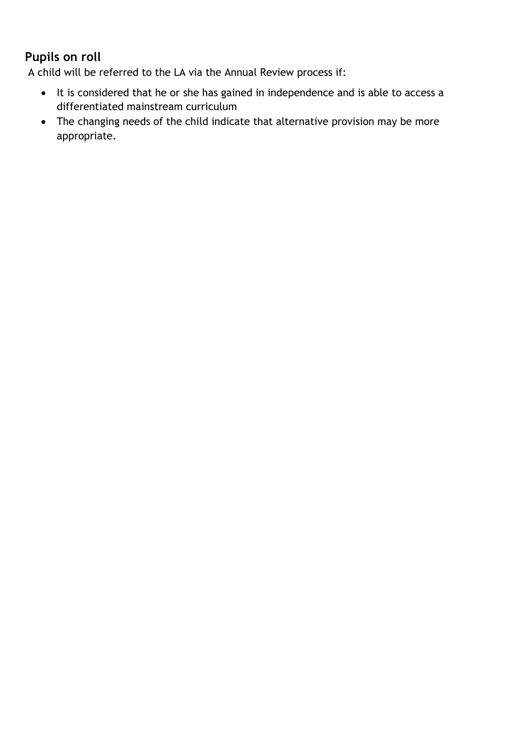## Pupils on roll

A child will be referred to the LA via the Annual Review process if:

- It is considered that he or she has gained in independence and is able to access a differentiated mainstream curriculum
- The changing needs of the child indicate that alternative provision may be more appropriate.